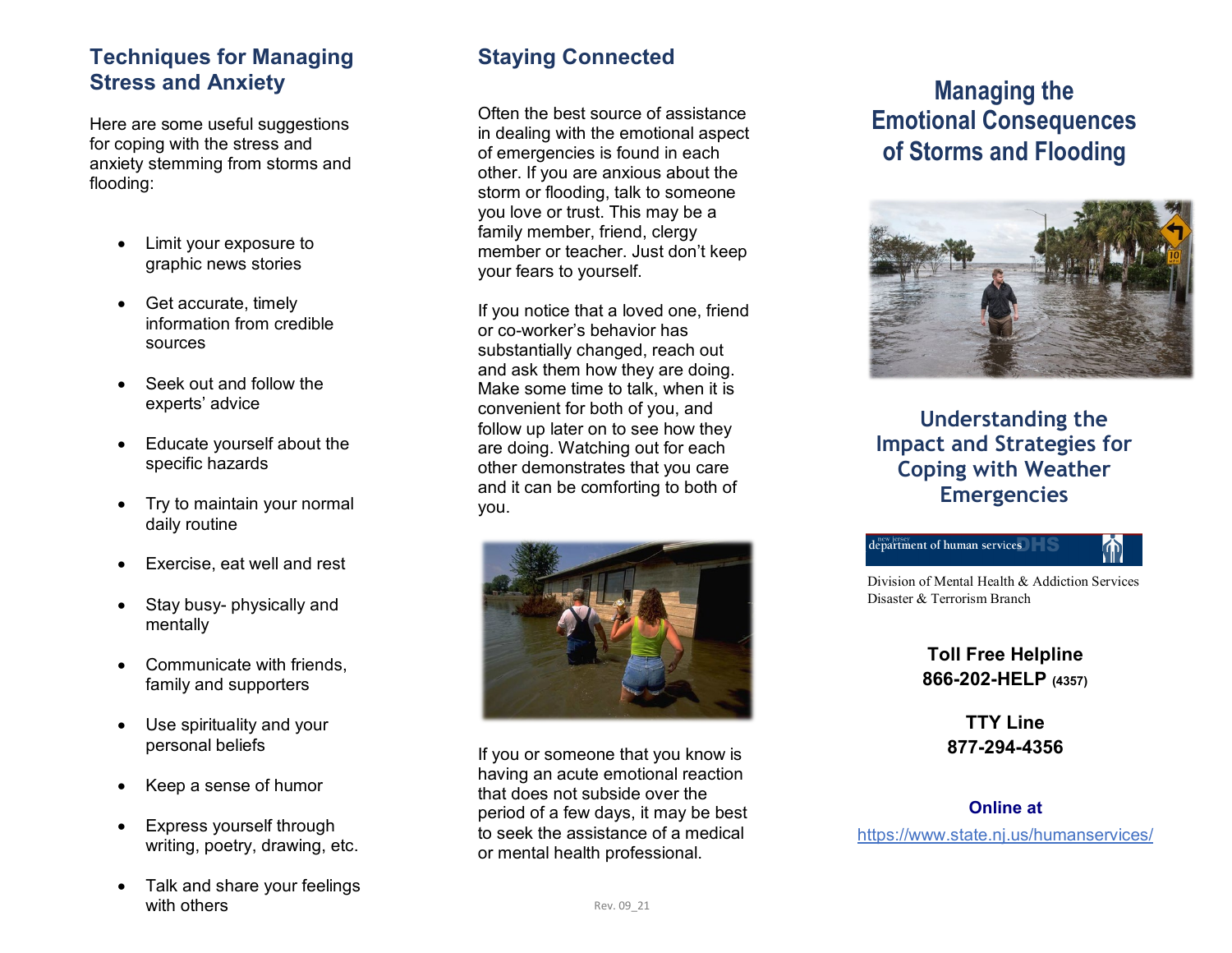## Techniques for Managing Stress and Anxiety

Here are some useful suggestions for coping with the stress and anxiety stemming from storms and flooding:

- Limit your exposure to graphic news stories
- Get accurate, timely information from credible sources
- Seek out and follow the experts' advice
- Educate yourself about the specific hazards
- Try to maintain your normal daily routine
- Exercise, eat well and rest
- Stay busy- physically and mentally
- Communicate with friends, family and supporters
- Use spirituality and your personal beliefs
- Keep a sense of humor
- Express yourself through writing, poetry, drawing, etc.
- Talk and share your feelings with others

## Staying Connected

Often the best source of assistance in dealing with the emotional aspect of emergencies is found in each other. If you are anxious about the storm or flooding, talk to someone you love or trust. This may be a family member, friend, clergy member or teacher. Just don't keep your fears to yourself.

If you notice that a loved one, friend or co-worker's behavior has substantially changed, reach out and ask them how they are doing. Make some time to talk, when it is convenient for both of you, and follow up later on to see how they are doing. Watching out for each other demonstrates that you care and it can be comforting to both of you.

If you or someone that you know is having an acute emotional reaction that does not subside over the period of a few days, it may be best to seek the assistance of a medical or mental health professional.

Rev. 09_21

# Managing the Emotional Consequences of Storms and Flooding

## Understanding the Impact and Strategies for Coping with Weather Emergencies

new jersey department of human services DHS

Division of Mental Health & Addiction Services
Disaster & Terrorism Branch

**Toll Free Helpline**
**866-202-HELP** **(4357)**

**TTY Line**
**877-294-4356**

**Online at**
https://www.state.nj.us/humanservices/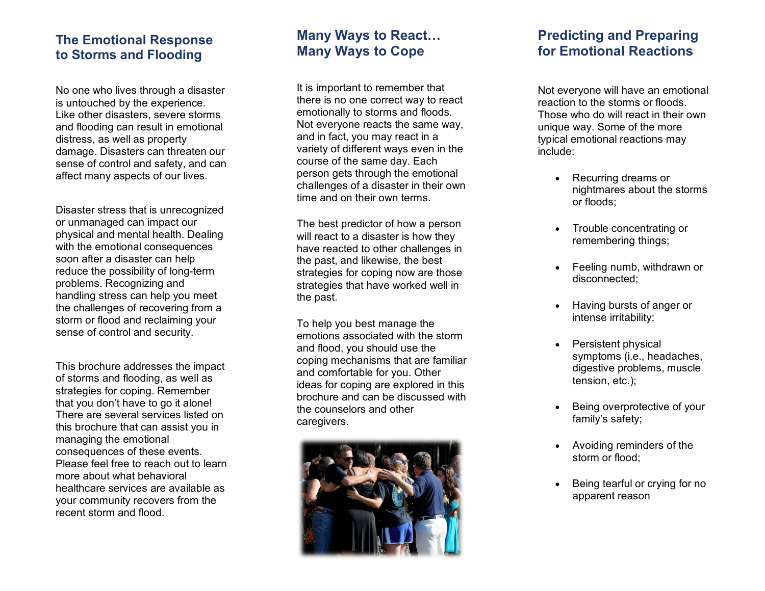## The Emotional Response to Storms and Flooding

No one who lives through a disaster is untouched by the experience. Like other disasters, severe storms and flooding can result in emotional distress, as well as property damage. Disasters can threaten our sense of control and safety, and can affect many aspects of our lives.

Disaster stress that is unrecognized or unmanaged can impact our physical and mental health. Dealing with the emotional consequences soon after a disaster can help reduce the possibility of long-term problems. Recognizing and handling stress can help you meet the challenges of recovering from a storm or flood and reclaiming your sense of control and security.

This brochure addresses the impact of storms and flooding, as well as strategies for coping. Remember that you don't have to go it alone! There are several services listed on this brochure that can assist you in managing the emotional consequences of these events. Please feel free to reach out to learn more about what behavioral healthcare services are available as your community recovers from the recent storm and flood.

## Many Ways to React… Many Ways to Cope

It is important to remember that there is no one correct way to react emotionally to storms and floods. Not everyone reacts the same way, and in fact, you may react in a variety of different ways even in the course of the same day. Each person gets through the emotional challenges of a disaster in their own time and on their own terms.

The best predictor of how a person will react to a disaster is how they have reacted to other challenges in the past, and likewise, the best strategies for coping now are those strategies that have worked well in the past.

To help you best manage the emotions associated with the storm and flood, you should use the coping mechanisms that are familiar and comfortable for you. Other ideas for coping are explored in this brochure and can be discussed with the counselors and other caregivers.

## Predicting and Preparing for Emotional Reactions

Not everyone will have an emotional reaction to the storms or floods. Those who do will react in their own unique way. Some of the more typical emotional reactions may include:

- Recurring dreams or nightmares about the storms or floods;
- Trouble concentrating or remembering things;
- Feeling numb, withdrawn or disconnected;
- Having bursts of anger or intense irritability;
- Persistent physical symptoms (i.e., headaches, digestive problems, muscle tension, etc.);
- Being overprotective of your family's safety;
- Avoiding reminders of the storm or flood;
- Being tearful or crying for no apparent reason